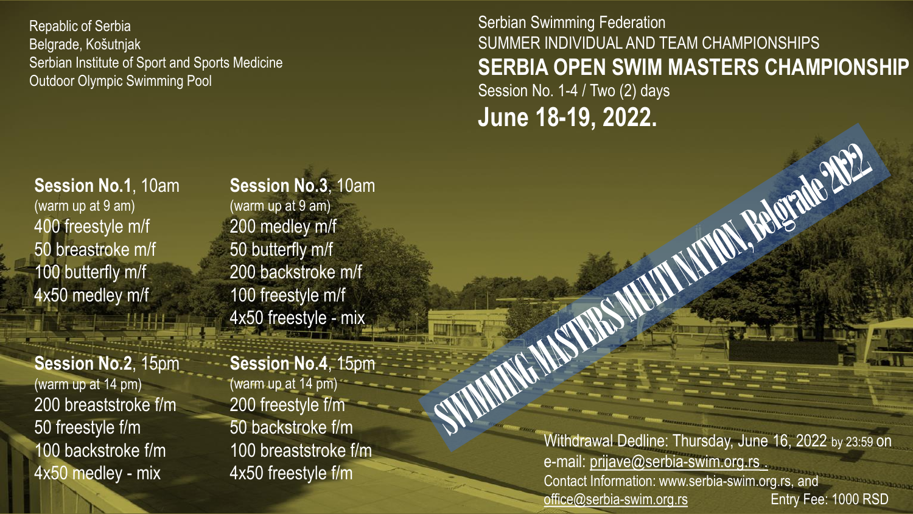Repablic of Serbia
Belgrade, Košutnjak
Serbian Institute of Sport and Sports Medicine
Outdoor Olympic Swimming Pool

Serbian Swimming Federation
SUMMER INDIVIDUAL AND TEAM CHAMPIONSHIPS

# SERBIA OPEN SWIM MASTERS CHAMPIONSHIP

Session No. 1-4 / Two (2) days

## June 18-19, 2022.

SWIMMING MASTERS MULTI NATION, Belgrade 2022

**Session No.1**, 10am
(warm up at 9 am)
400 freestyle m/f
50 breastroke m/f
100 butterfly m/f
4x50 medley m/f

**Session No.2**, 15pm
(warm up at 14 pm)
200 breaststroke f/m
50 freestyle f/m
100 backstroke f/m
4x50 medley - mix

**Session No.3**, 10am
(warm up at 9 am)
200 medley m/f
50 butterfly m/f
200 backstroke m/f
100 freestyle m/f
4x50 freestyle - mix

**Session No.4**, 15pm
(warm up at 14 pm)
200 freestyle f/m
50 backstroke f/m
100 breaststroke f/m
4x50 freestyle f/m

Withdrawal Dedline: Thursday, June 16, 2022 by 23:59 on e-mail: prijave@serbia-swim.org.rs .
Contact Information: www.serbia-swim.org.rs, and office@serbia-swim.org.rs

Entry Fee: 1000 RSD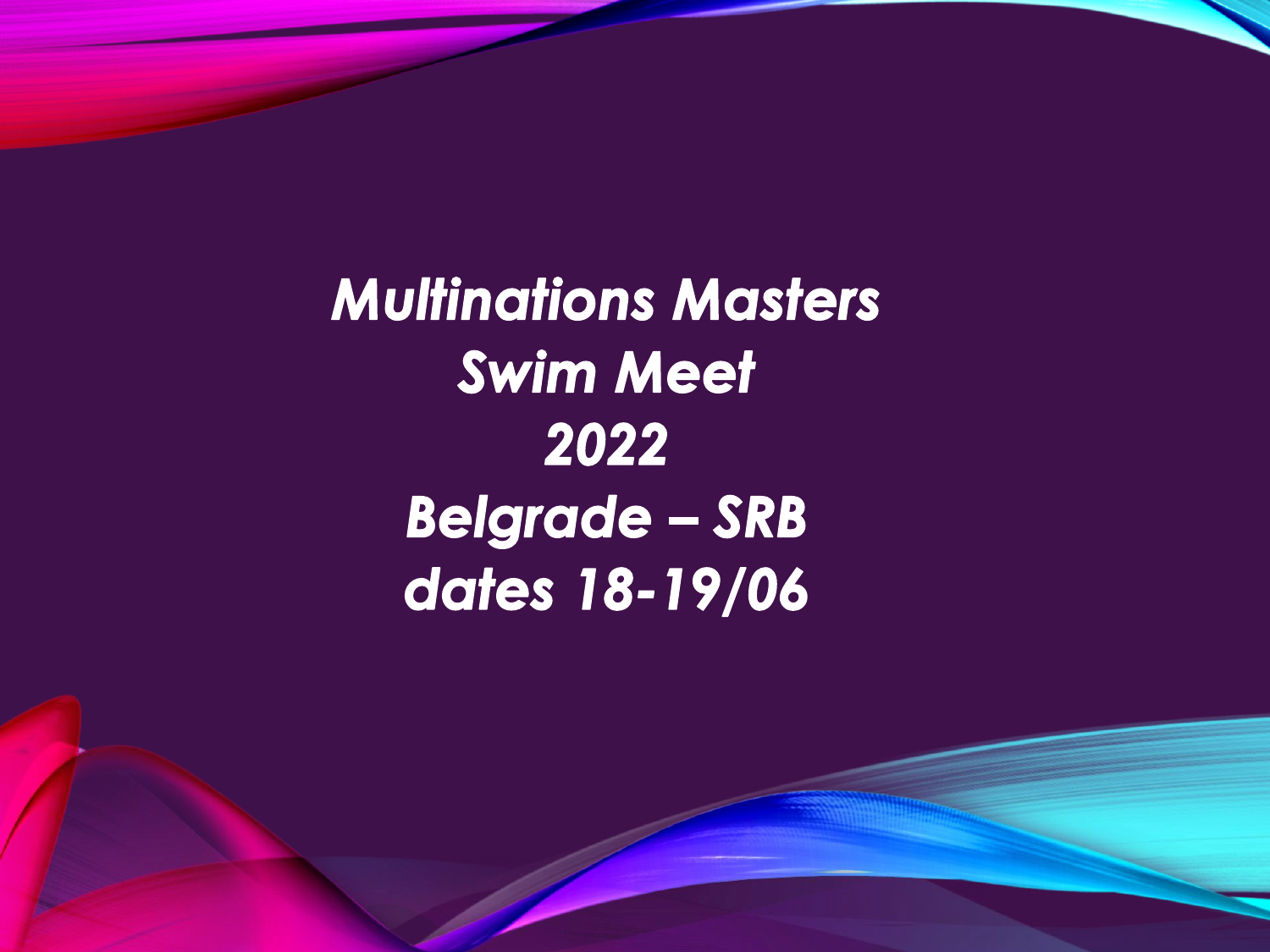# *Multinations Masters Swim Meet 2022 Belgrade – SRB dates 18-19/06*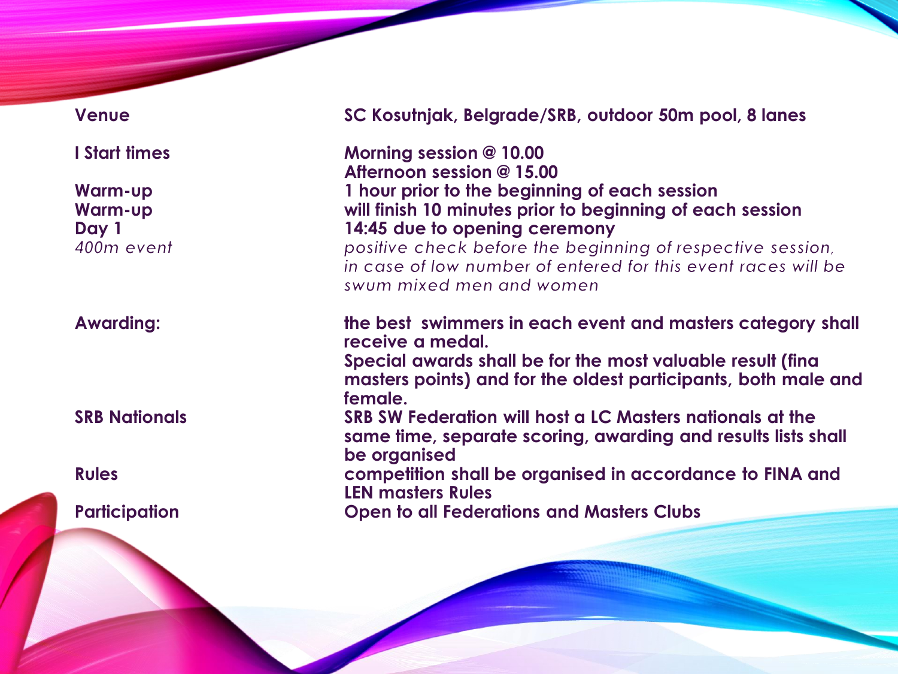| | |
|---|---|
| **Venue** | **SC Kosutnjak, Belgrade/SRB, outdoor 50m pool, 8 lanes** |
| **I Start times** | **Morning session @ 10.00**<br>**Afternoon session @ 15.00** |
| **Warm-up** | **1 hour prior to the beginning of each session** |
| **Warm-up** | **will finish 10 minutes prior to beginning of each session** |
| **Day 1** | **14:45 due to opening ceremony** |
| *400m event* | *positive check before the beginning of respective session, in case of low number of entered for this event races will be swum mixed men and women* |
| **Awarding:** | **the best swimmers in each event and masters category shall receive a medal.**<br>**Special awards shall be for the most valuable result (fina masters points) and for the oldest participants, both male and female.** |
| **SRB Nationals** | **SRB SW Federation will host a LC Masters nationals at the same time, separate scoring, awarding and results lists shall be organised** |
| **Rules** | **competition shall be organised in accordance to FINA and LEN masters Rules** |
| **Participation** | **Open to all Federations and Masters Clubs** |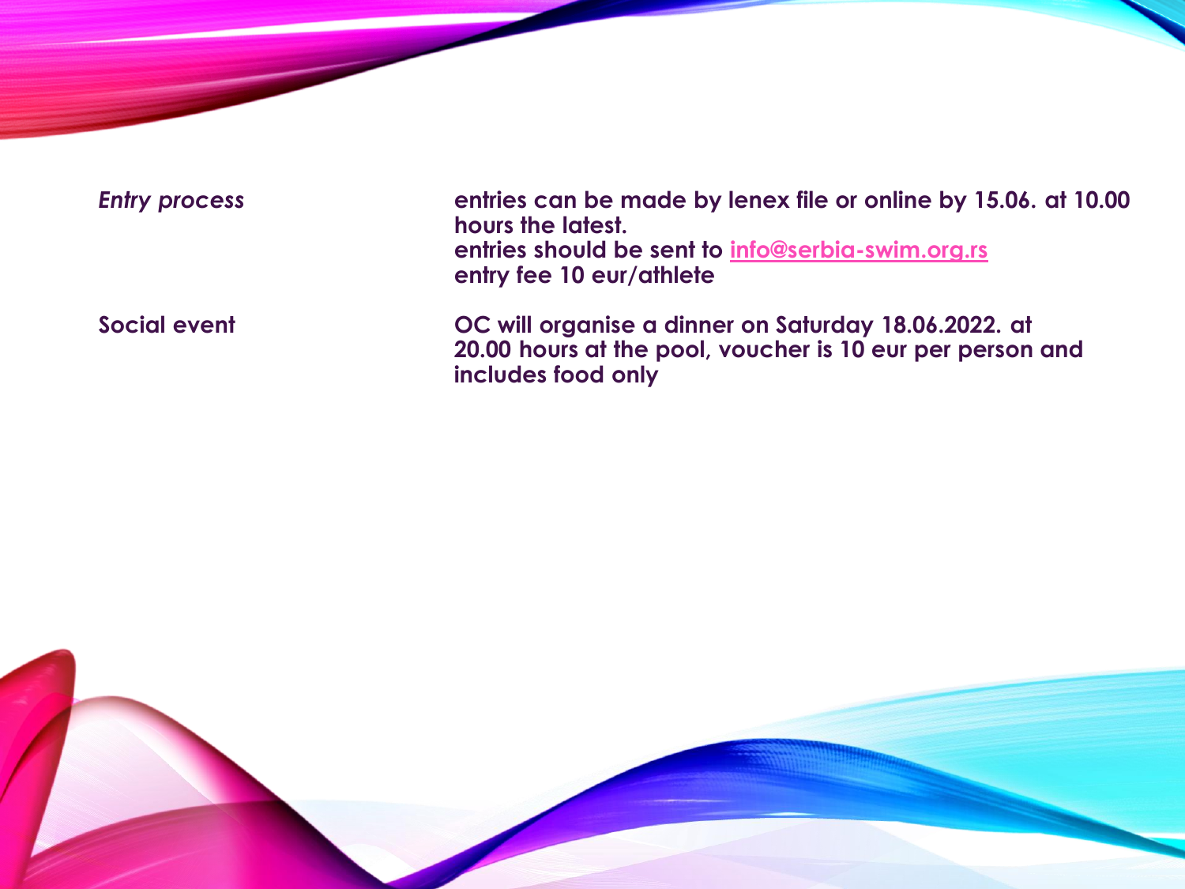| | |
|---|---|
| *Entry process* | **entries can be made by lenex file or online by 15.06. at 10.00 hours the latest.**<br>**entries should be sent to info@serbia-swim.org.rs**<br>**entry fee 10 eur/athlete** |
| **Social event** | **OC will organise a dinner on Saturday 18.06.2022. at 20.00 hours at the pool, voucher is 10 eur per person and includes food only** |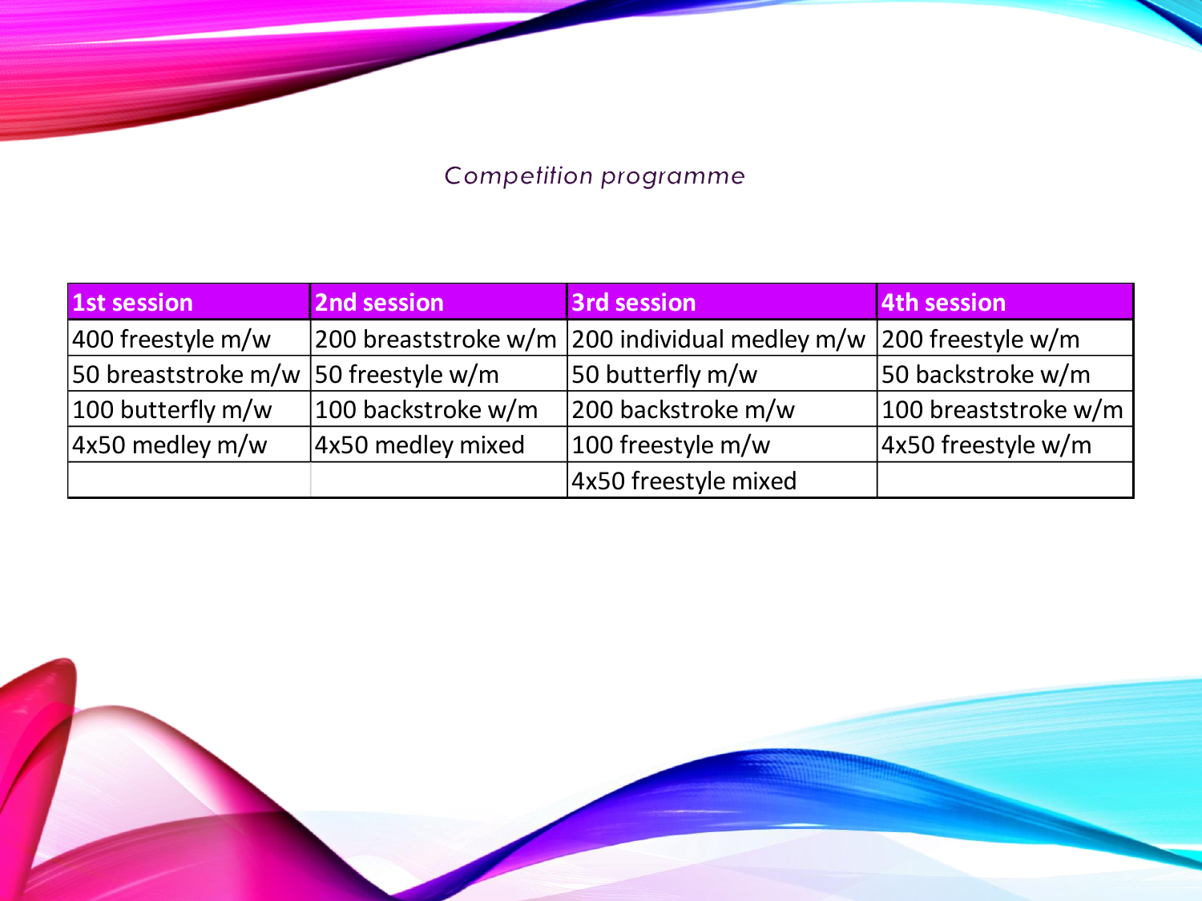## Competition programme

| 1st session | 2nd session | 3rd session | 4th session |
| --- | --- | --- | --- |
| 400 freestyle m/w | 200 breaststroke w/m | 200 individual medley m/w | 200 freestyle w/m |
| 50 breaststroke m/w | 50 freestyle w/m | 50 butterfly m/w | 50 backstroke w/m |
| 100 butterfly m/w | 100 backstroke w/m | 200 backstroke m/w | 100 breaststroke w/m |
| 4x50 medley m/w | 4x50 medley mixed | 100 freestyle m/w | 4x50 freestyle w/m |
| | | 4x50 freestyle mixed | |